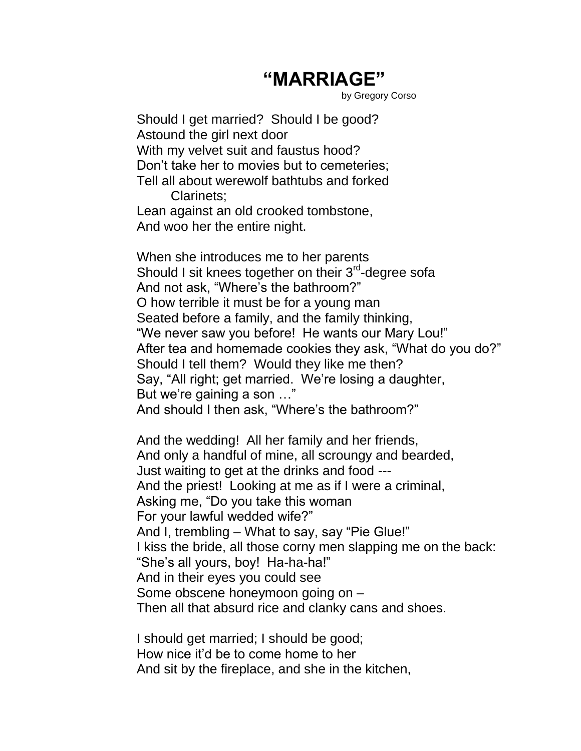# "MARRIAGE"

by Gregory Corso

Should I get married? Should I be good?
Astound the girl next door
With my velvet suit and faustus hood?
Don't take her to movies but to cemeteries;
Tell all about werewolf bathtubs and forked
    Clarinets;
Lean against an old crooked tombstone,
And woo her the entire night.

When she introduces me to her parents
Should I sit knees together on their 3rd-degree sofa
And not ask, "Where's the bathroom?"
O how terrible it must be for a young man
Seated before a family, and the family thinking,
"We never saw you before! He wants our Mary Lou!"
After tea and homemade cookies they ask, "What do you do?"
Should I tell them? Would they like me then?
Say, "All right; get married. We're losing a daughter,
But we're gaining a son …"
And should I then ask, "Where's the bathroom?"

And the wedding! All her family and her friends,
And only a handful of mine, all scroungy and bearded,
Just waiting to get at the drinks and food ---
And the priest! Looking at me as if I were a criminal,
Asking me, "Do you take this woman
For your lawful wedded wife?"
And I, trembling – What to say, say "Pie Glue!"
I kiss the bride, all those corny men slapping me on the back:
"She's all yours, boy! Ha-ha-ha!"
And in their eyes you could see
Some obscene honeymoon going on –
Then all that absurd rice and clanky cans and shoes.

I should get married; I should be good;
How nice it'd be to come home to her
And sit by the fireplace, and she in the kitchen,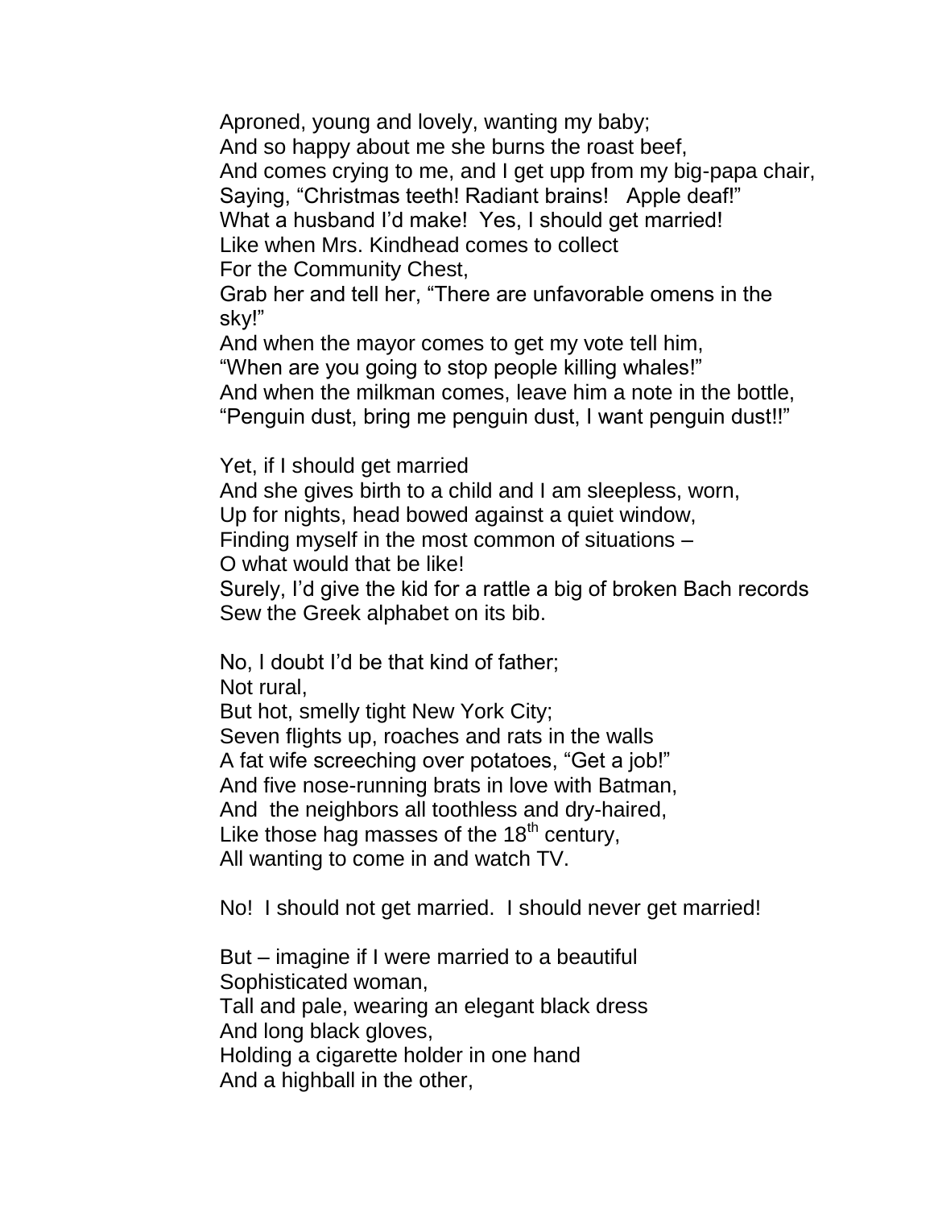Aproned, young and lovely, wanting my baby;
And so happy about me she burns the roast beef,
And comes crying to me, and I get upp from my big-papa chair,
Saying, "Christmas teeth! Radiant brains!   Apple deaf!"
What a husband I'd make!  Yes, I should get married!
Like when Mrs. Kindhead comes to collect
For the Community Chest,
Grab her and tell her, "There are unfavorable omens in the sky!"
And when the mayor comes to get my vote tell him,
"When are you going to stop people killing whales!"
And when the milkman comes, leave him a note in the bottle,
"Penguin dust, bring me penguin dust, I want penguin dust!!"

Yet, if I should get married
And she gives birth to a child and I am sleepless, worn,
Up for nights, head bowed against a quiet window,
Finding myself in the most common of situations –
O what would that be like!
Surely, I'd give the kid for a rattle a big of broken Bach records
Sew the Greek alphabet on its bib.

No, I doubt I'd be that kind of father;
Not rural,
But hot, smelly tight New York City;
Seven flights up, roaches and rats in the walls
A fat wife screeching over potatoes, "Get a job!"
And five nose-running brats in love with Batman,
And  the neighbors all toothless and dry-haired,
Like those hag masses of the 18th century,
All wanting to come in and watch TV.

No!  I should not get married.  I should never get married!

But – imagine if I were married to a beautiful
Sophisticated woman,
Tall and pale, wearing an elegant black dress
And long black gloves,
Holding a cigarette holder in one hand
And a highball in the other,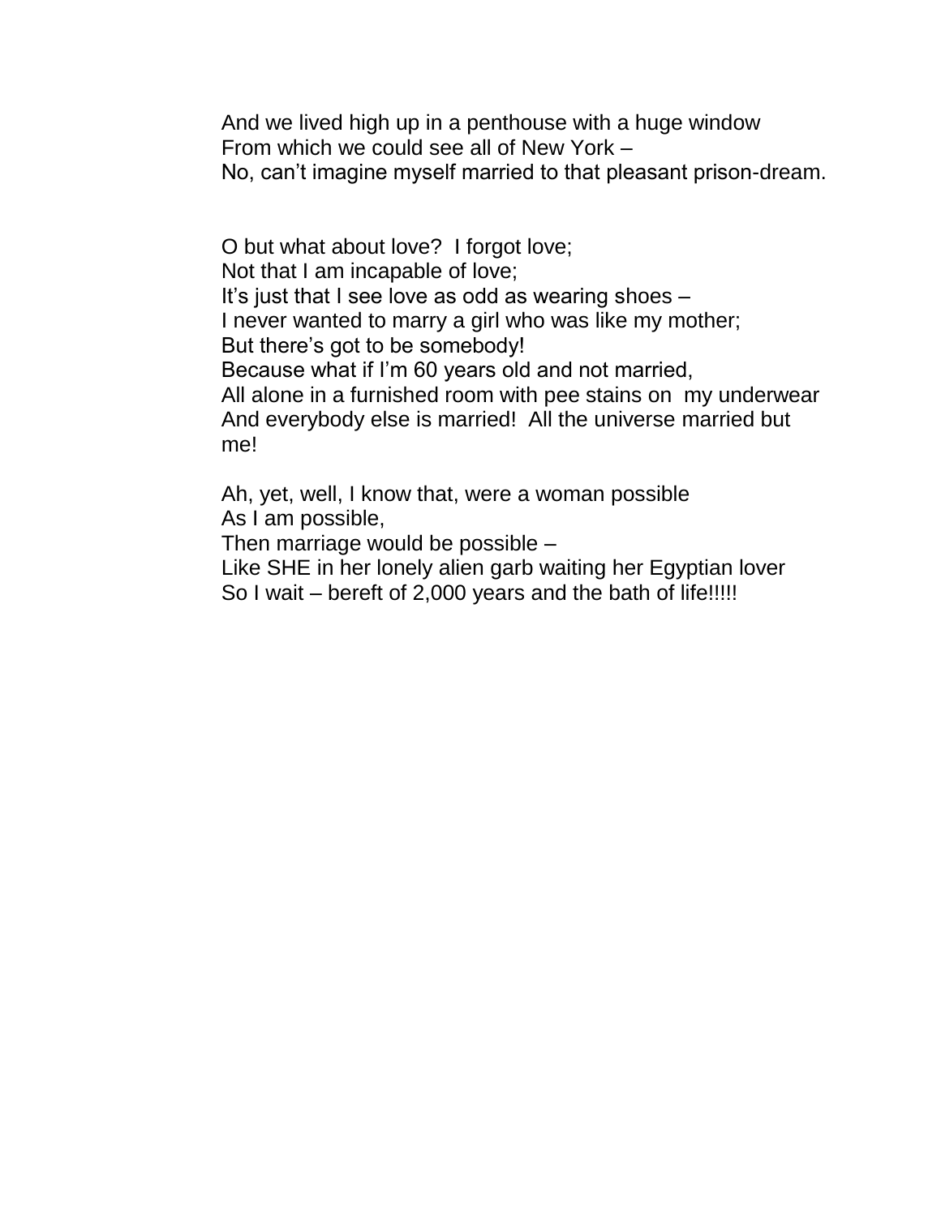And we lived high up in a penthouse with a huge window
From which we could see all of New York –
No, can't imagine myself married to that pleasant prison-dream.

O but what about love? I forgot love;
Not that I am incapable of love;
It's just that I see love as odd as wearing shoes –
I never wanted to marry a girl who was like my mother;
But there's got to be somebody!
Because what if I'm 60 years old and not married,
All alone in a furnished room with pee stains on my underwear
And everybody else is married! All the universe married but me!

Ah, yet, well, I know that, were a woman possible
As I am possible,
Then marriage would be possible –
Like SHE in her lonely alien garb waiting her Egyptian lover
So I wait – bereft of 2,000 years and the bath of life!!!!!